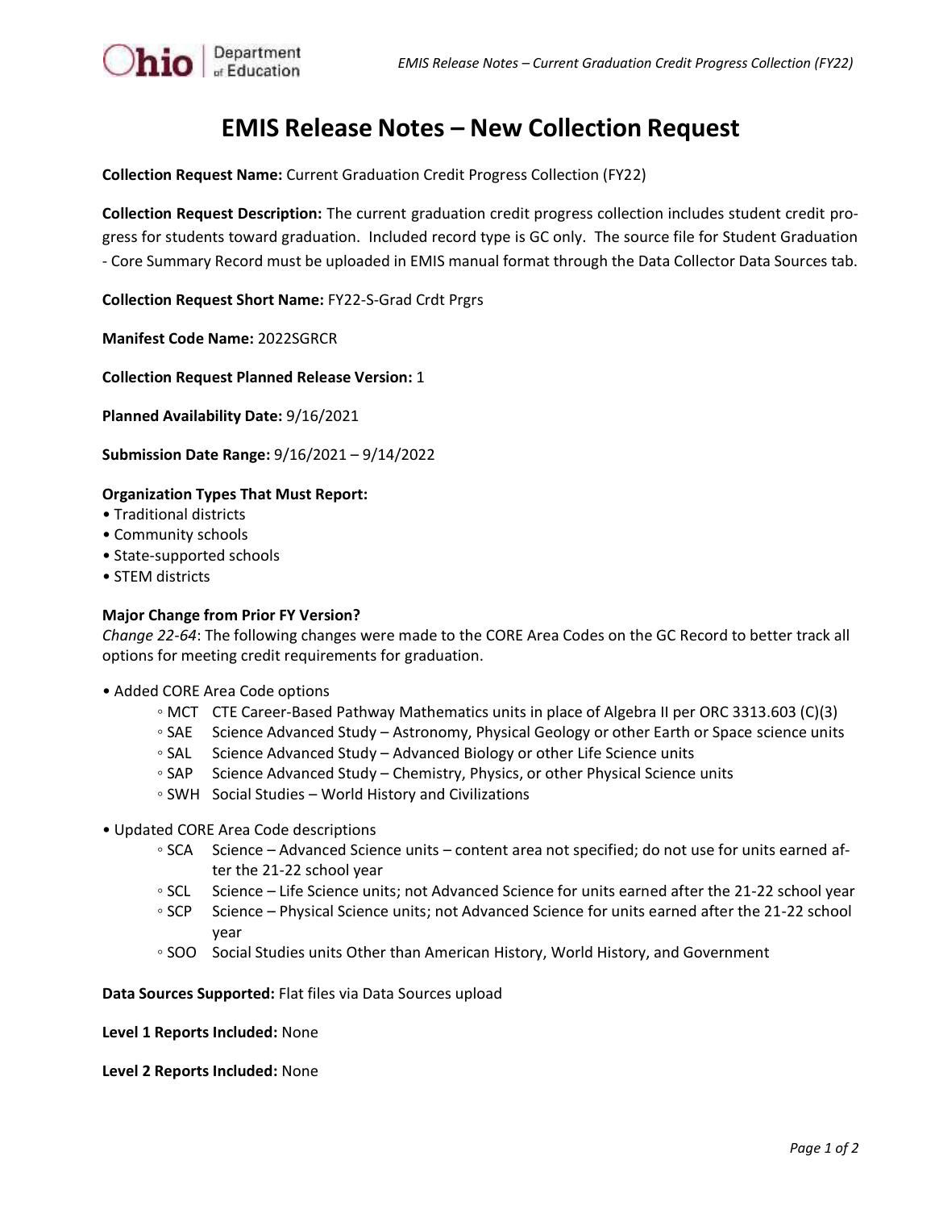# EMIS Release Notes – New Collection Request

**Collection Request Name:** Current Graduation Credit Progress Collection (FY22)

**Collection Request Description:** The current graduation credit progress collection includes student credit progress for students toward graduation. Included record type is GC only. The source file for Student Graduation - Core Summary Record must be uploaded in EMIS manual format through the Data Collector Data Sources tab.

**Collection Request Short Name:** FY22-S-Grad Crdt Prgrs

**Manifest Code Name:** 2022SGRCR

**Collection Request Planned Release Version:** 1

**Planned Availability Date:** 9/16/2021

**Submission Date Range:** 9/16/2021 – 9/14/2022

**Organization Types That Must Report:**

- Traditional districts
- Community schools
- State-supported schools
- STEM districts

**Major Change from Prior FY Version?**

*Change 22-64*: The following changes were made to the CORE Area Codes on the GC Record to better track all options for meeting credit requirements for graduation.

- Added CORE Area Code options
  - MCT CTE Career-Based Pathway Mathematics units in place of Algebra II per ORC 3313.603 (C)(3)
  - SAE Science Advanced Study – Astronomy, Physical Geology or other Earth or Space science units
  - SAL Science Advanced Study – Advanced Biology or other Life Science units
  - SAP Science Advanced Study – Chemistry, Physics, or other Physical Science units
  - SWH Social Studies – World History and Civilizations
- Updated CORE Area Code descriptions
  - SCA Science – Advanced Science units – content area not specified; do not use for units earned after the 21-22 school year
  - SCL Science – Life Science units; not Advanced Science for units earned after the 21-22 school year
  - SCP Science – Physical Science units; not Advanced Science for units earned after the 21-22 school year
  - SOO Social Studies units Other than American History, World History, and Government

**Data Sources Supported:** Flat files via Data Sources upload

**Level 1 Reports Included:** None

**Level 2 Reports Included:** None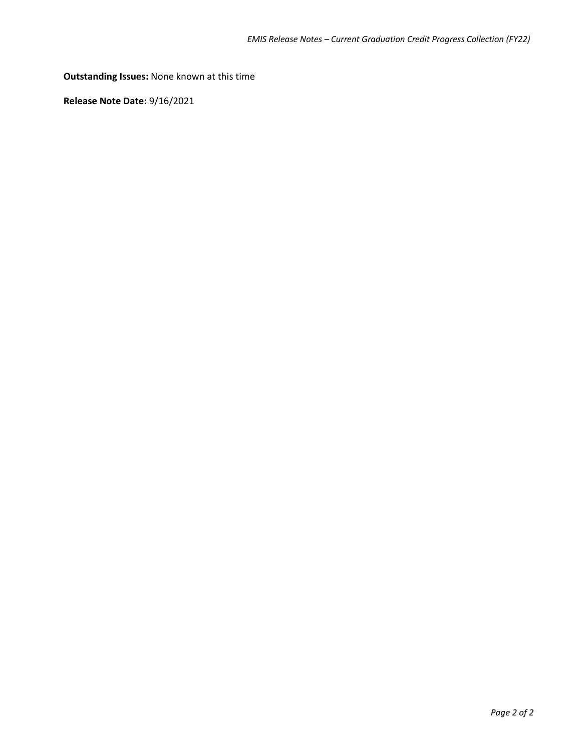**Outstanding Issues:** None known at this time

**Release Note Date:** 9/16/2021